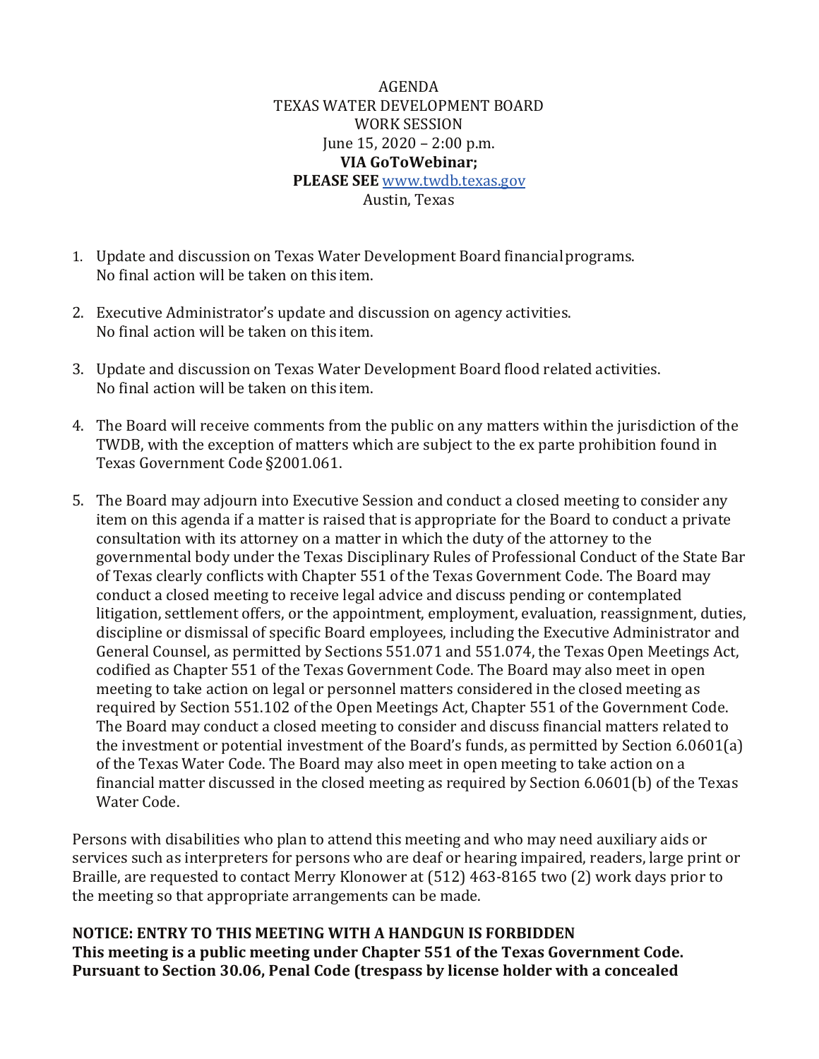AGENDA
TEXAS WATER DEVELOPMENT BOARD
WORK SESSION
June 15, 2020 – 2:00 p.m.
**VIA GoToWebinar;**
**PLEASE SEE** www.twdb.texas.gov
Austin, Texas

1. Update and discussion on Texas Water Development Board financial programs.
   No final action will be taken on this item.

2. Executive Administrator's update and discussion on agency activities.
   No final action will be taken on this item.

3. Update and discussion on Texas Water Development Board flood related activities.
   No final action will be taken on this item.

4. The Board will receive comments from the public on any matters within the jurisdiction of the TWDB, with the exception of matters which are subject to the ex parte prohibition found in Texas Government Code §2001.061.

5. The Board may adjourn into Executive Session and conduct a closed meeting to consider any item on this agenda if a matter is raised that is appropriate for the Board to conduct a private consultation with its attorney on a matter in which the duty of the attorney to the governmental body under the Texas Disciplinary Rules of Professional Conduct of the State Bar of Texas clearly conflicts with Chapter 551 of the Texas Government Code. The Board may conduct a closed meeting to receive legal advice and discuss pending or contemplated litigation, settlement offers, or the appointment, employment, evaluation, reassignment, duties, discipline or dismissal of specific Board employees, including the Executive Administrator and General Counsel, as permitted by Sections 551.071 and 551.074, the Texas Open Meetings Act, codified as Chapter 551 of the Texas Government Code. The Board may also meet in open meeting to take action on legal or personnel matters considered in the closed meeting as required by Section 551.102 of the Open Meetings Act, Chapter 551 of the Government Code. The Board may conduct a closed meeting to consider and discuss financial matters related to the investment or potential investment of the Board's funds, as permitted by Section 6.0601(a) of the Texas Water Code. The Board may also meet in open meeting to take action on a financial matter discussed in the closed meeting as required by Section 6.0601(b) of the Texas Water Code.

Persons with disabilities who plan to attend this meeting and who may need auxiliary aids or services such as interpreters for persons who are deaf or hearing impaired, readers, large print or Braille, are requested to contact Merry Klonower at (512) 463-8165 two (2) work days prior to the meeting so that appropriate arrangements can be made.

**NOTICE: ENTRY TO THIS MEETING WITH A HANDGUN IS FORBIDDEN**
**This meeting is a public meeting under Chapter 551 of the Texas Government Code. Pursuant to Section 30.06, Penal Code (trespass by license holder with a concealed**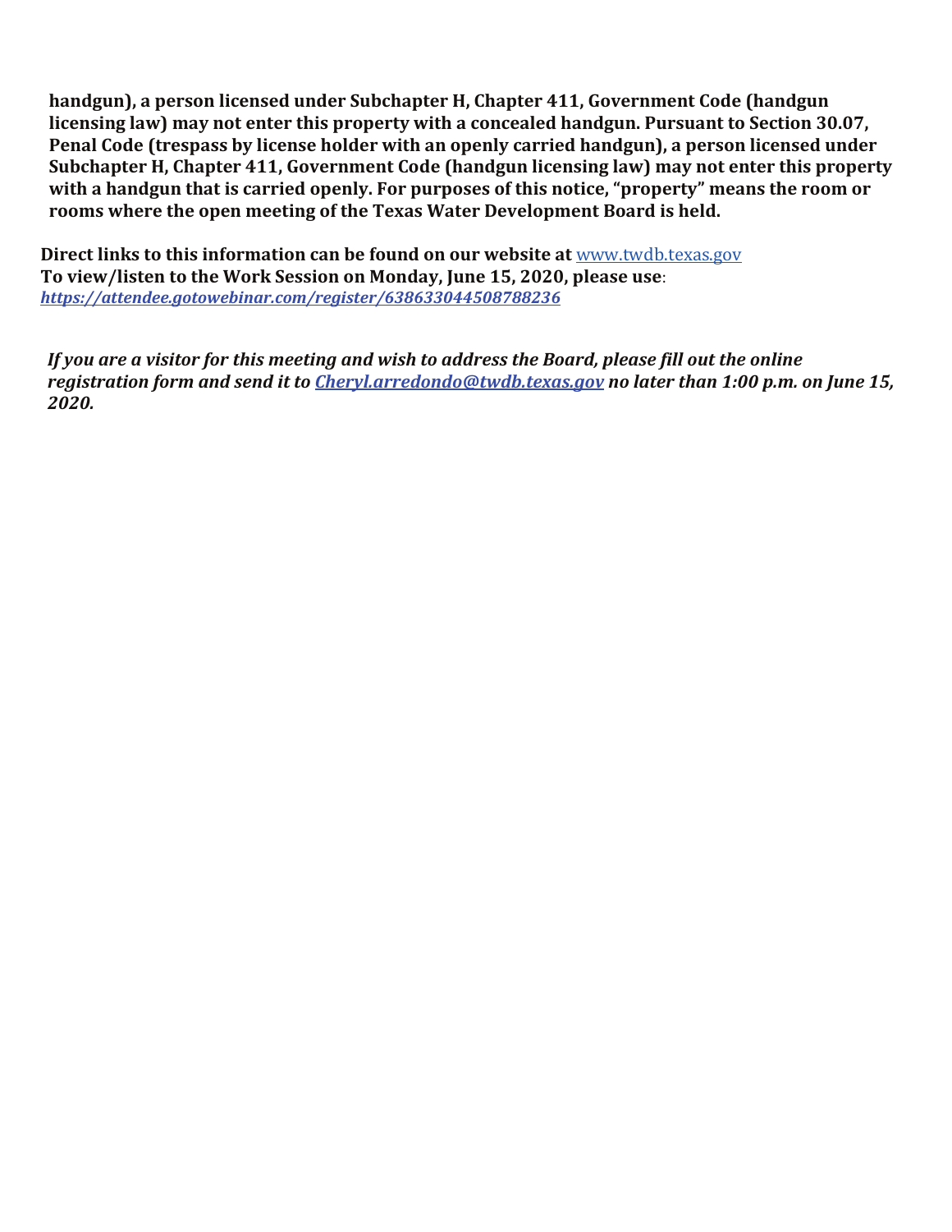**handgun), a person licensed under Subchapter H, Chapter 411, Government Code (handgun licensing law) may not enter this property with a concealed handgun. Pursuant to Section 30.07, Penal Code (trespass by license holder with an openly carried handgun), a person licensed under Subchapter H, Chapter 411, Government Code (handgun licensing law) may not enter this property with a handgun that is carried openly. For purposes of this notice, "property" means the room or rooms where the open meeting of the Texas Water Development Board is held.**

**Direct links to this information can be found on our website at** www.twdb.texas.gov
**To view/listen to the Work Session on Monday, June 15, 2020, please use**:
***https://attendee.gotowebinar.com/register/638633044508788236***

***If you are a visitor for this meeting and wish to address the Board, please fill out the online registration form and send it to Cheryl.arredondo@twdb.texas.gov no later than 1:00 p.m. on June 15, 2020.***